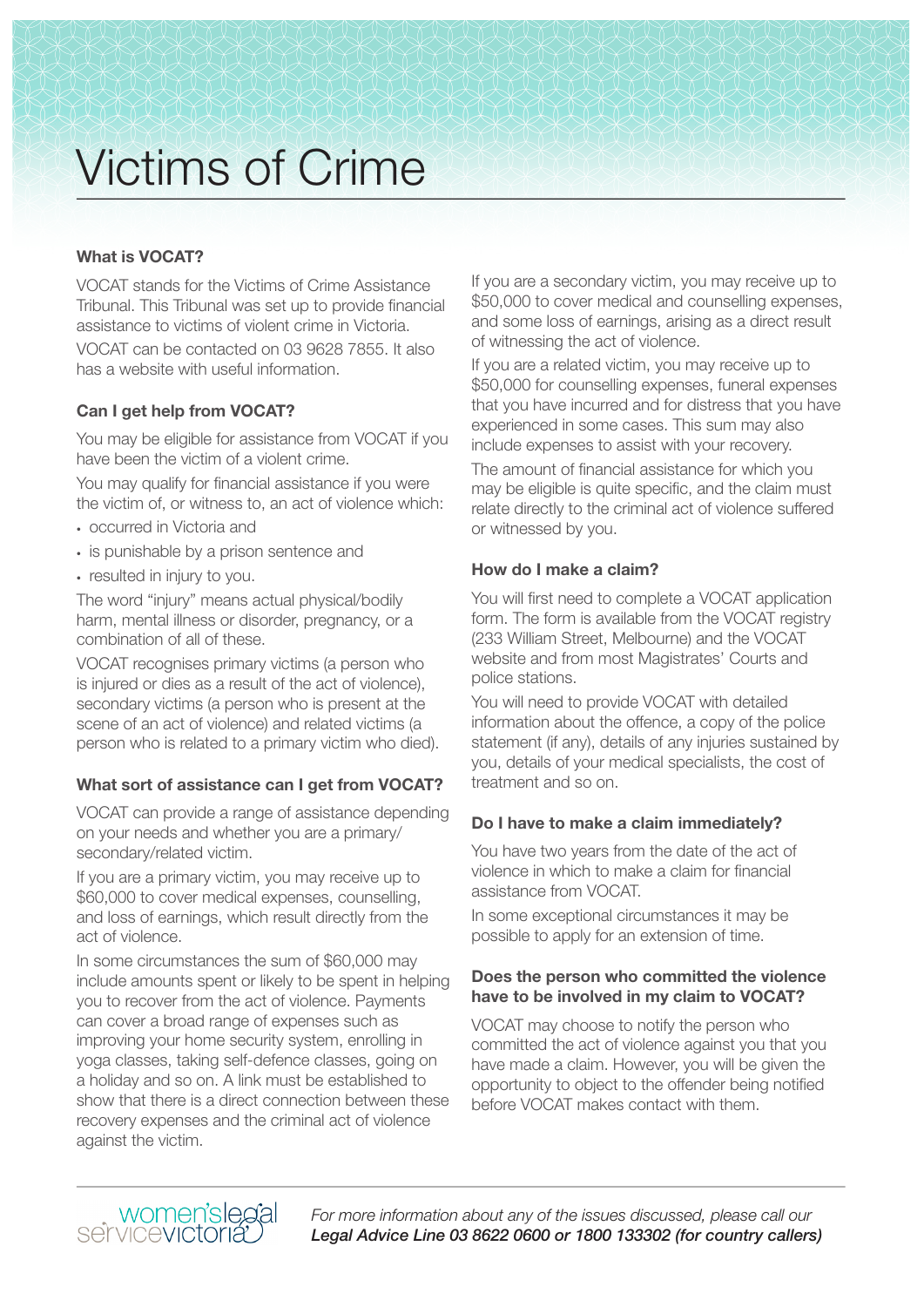# Victims of Crime

### What is VOCAT?

VOCAT stands for the Victims of Crime Assistance Tribunal. This Tribunal was set up to provide financial assistance to victims of violent crime in Victoria.

VOCAT can be contacted on 03 9628 7855. It also has a website with useful information.

### Can I get help from VOCAT?

You may be eligible for assistance from VOCAT if you have been the victim of a violent crime.

You may qualify for financial assistance if you were the victim of, or witness to, an act of violence which:

- occurred in Victoria and
- is punishable by a prison sentence and
- resulted in injury to you.

The word "injury" means actual physical/bodily harm, mental illness or disorder, pregnancy, or a combination of all of these.

VOCAT recognises primary victims (a person who is injured or dies as a result of the act of violence), secondary victims (a person who is present at the scene of an act of violence) and related victims (a person who is related to a primary victim who died).

### What sort of assistance can I get from VOCAT?

VOCAT can provide a range of assistance depending on your needs and whether you are a primary/ secondary/related victim.

If you are a primary victim, you may receive up to $60,000 to cover medical expenses, counselling, and loss of earnings, which result directly from the act of violence.

In some circumstances the sum of $60,000 may include amounts spent or likely to be spent in helping you to recover from the act of violence. Payments can cover a broad range of expenses such as improving your home security system, enrolling in yoga classes, taking self-defence classes, going on a holiday and so on. A link must be established to show that there is a direct connection between these recovery expenses and the criminal act of violence against the victim.

If you are a secondary victim, you may receive up to $50,000 to cover medical and counselling expenses, and some loss of earnings, arising as a direct result of witnessing the act of violence.

If you are a related victim, you may receive up to $50,000 for counselling expenses, funeral expenses that you have incurred and for distress that you have experienced in some cases. This sum may also include expenses to assist with your recovery.

The amount of financial assistance for which you may be eligible is quite specific, and the claim must relate directly to the criminal act of violence suffered or witnessed by you.

### How do I make a claim?

You will first need to complete a VOCAT application form. The form is available from the VOCAT registry (233 William Street, Melbourne) and the VOCAT website and from most Magistrates' Courts and police stations.

You will need to provide VOCAT with detailed information about the offence, a copy of the police statement (if any), details of any injuries sustained by you, details of your medical specialists, the cost of treatment and so on.

### Do I have to make a claim immediately?

You have two years from the date of the act of violence in which to make a claim for financial assistance from VOCAT.

In some exceptional circumstances it may be possible to apply for an extension of time.

### Does the person who committed the violence have to be involved in my claim to VOCAT?

VOCAT may choose to notify the person who committed the act of violence against you that you have made a claim. However, you will be given the opportunity to object to the offender being notified before VOCAT makes contact with them.

women's legal service victoria

*For more information about any of the issues discussed, please call our **Legal Advice Line 03 8622 0600 or 1800 133302 (for country callers)***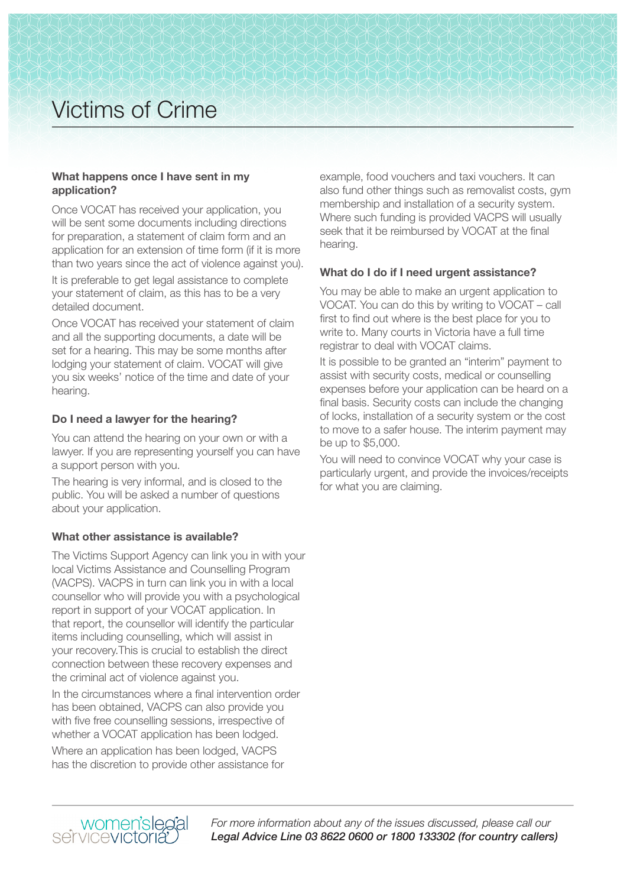# Victims of Crime

### What happens once I have sent in my application?

Once VOCAT has received your application, you will be sent some documents including directions for preparation, a statement of claim form and an application for an extension of time form (if it is more than two years since the act of violence against you).

It is preferable to get legal assistance to complete your statement of claim, as this has to be a very detailed document.

Once VOCAT has received your statement of claim and all the supporting documents, a date will be set for a hearing. This may be some months after lodging your statement of claim. VOCAT will give you six weeks' notice of the time and date of your hearing.

### Do I need a lawyer for the hearing?

You can attend the hearing on your own or with a lawyer. If you are representing yourself you can have a support person with you.

The hearing is very informal, and is closed to the public. You will be asked a number of questions about your application.

### What other assistance is available?

The Victims Support Agency can link you in with your local Victims Assistance and Counselling Program (VACPS). VACPS in turn can link you in with a local counsellor who will provide you with a psychological report in support of your VOCAT application. In that report, the counsellor will identify the particular items including counselling, which will assist in your recovery.This is crucial to establish the direct connection between these recovery expenses and the criminal act of violence against you.

In the circumstances where a final intervention order has been obtained, VACPS can also provide you with five free counselling sessions, irrespective of whether a VOCAT application has been lodged.

Where an application has been lodged, VACPS has the discretion to provide other assistance for example, food vouchers and taxi vouchers. It can also fund other things such as removalist costs, gym membership and installation of a security system. Where such funding is provided VACPS will usually seek that it be reimbursed by VOCAT at the final hearing.

### What do I do if I need urgent assistance?

You may be able to make an urgent application to VOCAT. You can do this by writing to VOCAT – call first to find out where is the best place for you to write to. Many courts in Victoria have a full time registrar to deal with VOCAT claims.

It is possible to be granted an "interim" payment to assist with security costs, medical or counselling expenses before your application can be heard on a final basis. Security costs can include the changing of locks, installation of a security system or the cost to move to a safer house. The interim payment may be up to $5,000.

You will need to convince VOCAT why your case is particularly urgent, and provide the invoices/receipts for what you are claiming.

women's legal service victoria

*For more information about any of the issues discussed, please call our* ***Legal Advice Line 03 8622 0600 or 1800 133302 (for country callers)***